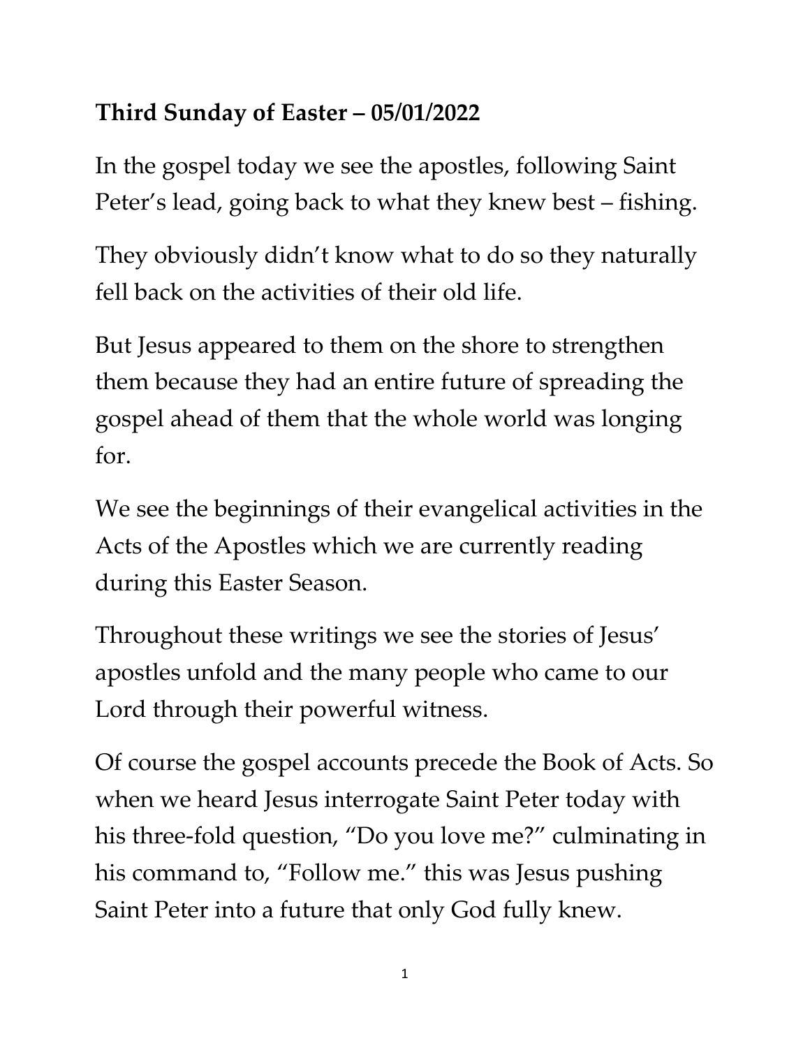**Third Sunday of Easter – 05/01/2022**

In the gospel today we see the apostles, following Saint Peter's lead, going back to what they knew best – fishing.

They obviously didn't know what to do so they naturally fell back on the activities of their old life.

But Jesus appeared to them on the shore to strengthen them because they had an entire future of spreading the gospel ahead of them that the whole world was longing for.

We see the beginnings of their evangelical activities in the Acts of the Apostles which we are currently reading during this Easter Season.

Throughout these writings we see the stories of Jesus' apostles unfold and the many people who came to our Lord through their powerful witness.

Of course the gospel accounts precede the Book of Acts. So when we heard Jesus interrogate Saint Peter today with his three-fold question, "Do you love me?" culminating in his command to, "Follow me." this was Jesus pushing Saint Peter into a future that only God fully knew.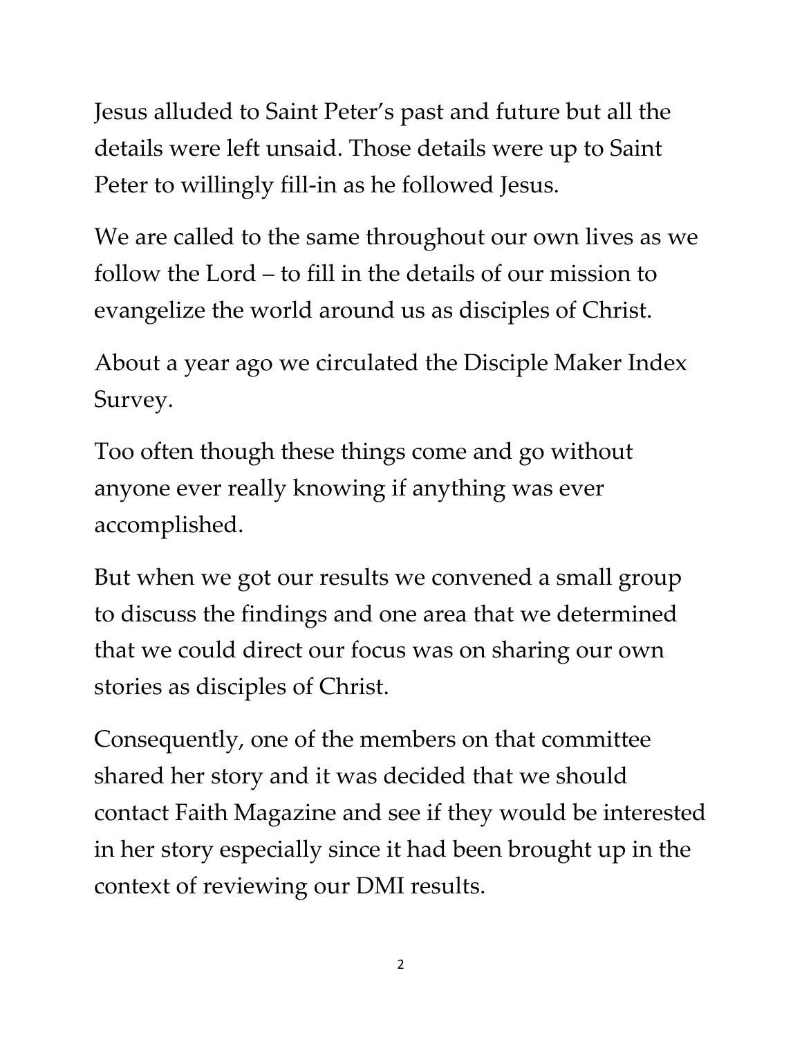Jesus alluded to Saint Peter's past and future but all the details were left unsaid. Those details were up to Saint Peter to willingly fill-in as he followed Jesus.

We are called to the same throughout our own lives as we follow the Lord – to fill in the details of our mission to evangelize the world around us as disciples of Christ.

About a year ago we circulated the Disciple Maker Index Survey.

Too often though these things come and go without anyone ever really knowing if anything was ever accomplished.

But when we got our results we convened a small group to discuss the findings and one area that we determined that we could direct our focus was on sharing our own stories as disciples of Christ.

Consequently, one of the members on that committee shared her story and it was decided that we should contact Faith Magazine and see if they would be interested in her story especially since it had been brought up in the context of reviewing our DMI results.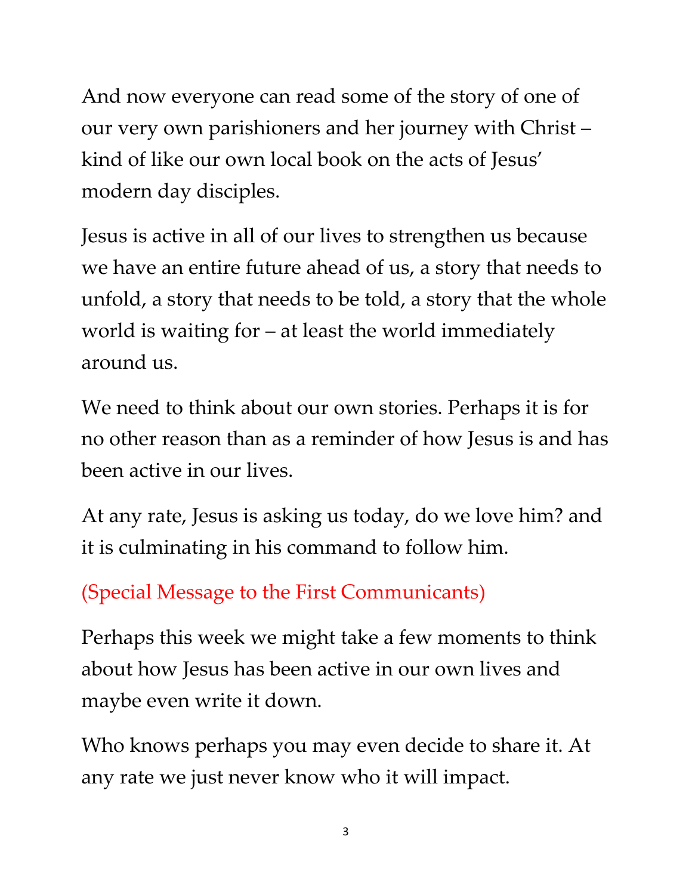And now everyone can read some of the story of one of our very own parishioners and her journey with Christ – kind of like our own local book on the acts of Jesus' modern day disciples.

Jesus is active in all of our lives to strengthen us because we have an entire future ahead of us, a story that needs to unfold, a story that needs to be told, a story that the whole world is waiting for – at least the world immediately around us.

We need to think about our own stories. Perhaps it is for no other reason than as a reminder of how Jesus is and has been active in our lives.

At any rate, Jesus is asking us today, do we love him? and it is culminating in his command to follow him.

(Special Message to the First Communicants)

Perhaps this week we might take a few moments to think about how Jesus has been active in our own lives and maybe even write it down.

Who knows perhaps you may even decide to share it. At any rate we just never know who it will impact.